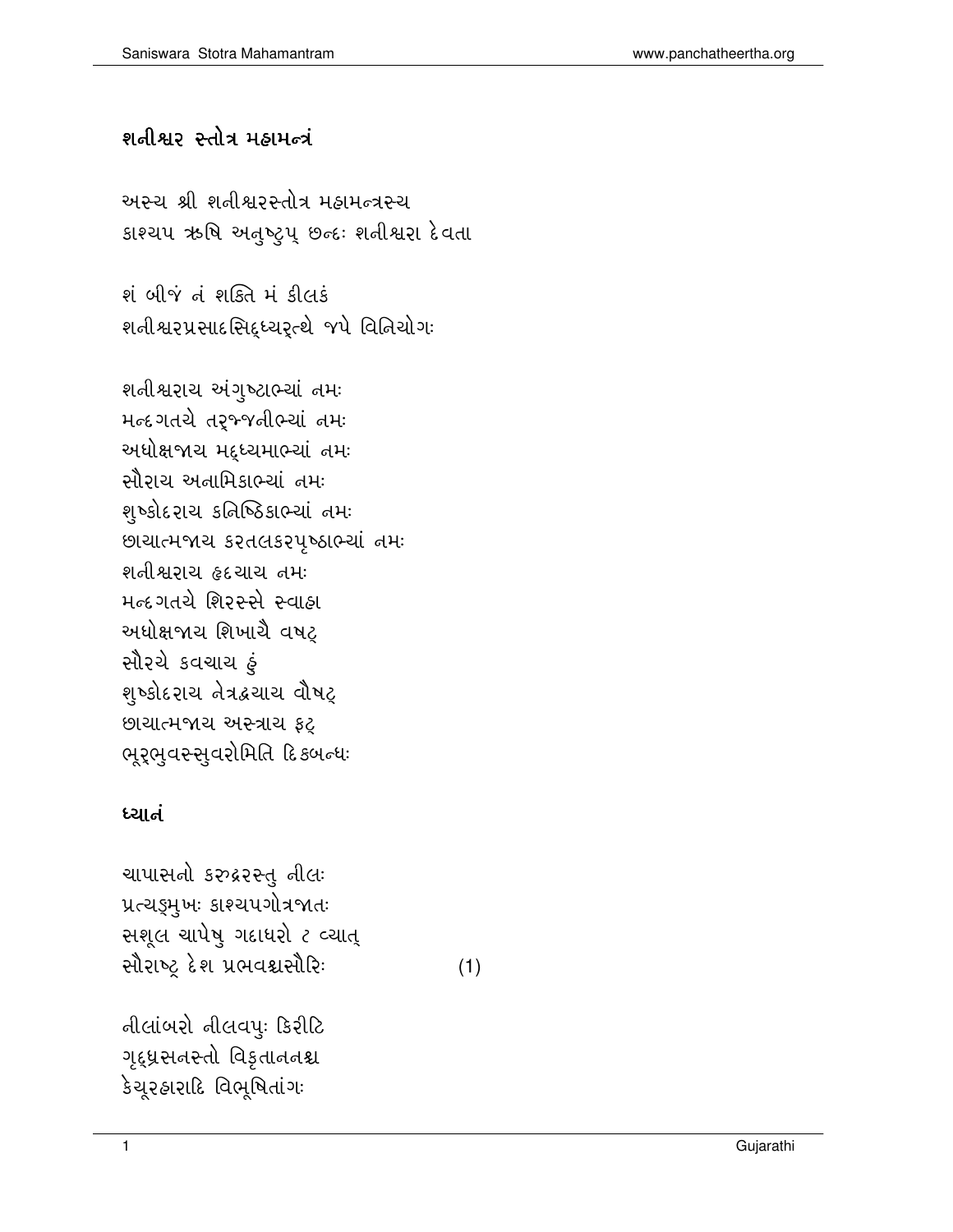## શનીશ્વર સ્તોત્ર મહામન્ત્રં

અસ્ય શ્રી શનીશ્વરસ્તોત્ર મહામન્ત્રસ્ય
કાશ્યપ ઋષિ અનુષ્ટુપ્ છન્દઃ શનીશ્વરા દેવતા

શં બીજં નં શક્તિ મં કીલકં
શનીશ્વરપ્રસાદસિદ્ધ્યર્ત્થે જપે વિનિયોગઃ

શનીશ્વરાય અંગુષ્ટાભ્યાં નમઃ
મન્દગતયે તર્જ્જનીભ્યાં નમઃ
અધોક્ષજાય મદ્ધ્યમાભ્યાં નમઃ
સૌરાય અનામિકાભ્યાં નમઃ
શુષ્કોદરાય કનિષ્ઠિકાભ્યાં નમઃ
છાયાત્મજાય કરતલકરપૃષ્ઠાભ્યાં નમઃ
શનીશ્વરાય હૃદયાય નમઃ
મન્દગતયે શિરસ્સે સ્વાહા
અધોક્ષજાય શિખાયૈ વષટ્
સૌરયે કવચાય હું
શુષ્કોદરાય નેત્રદ્વયાય વૌષટ્
છાયાત્મજાય અસ્ત્રાય ફટ્
ભૂર્ભુવસ્સુવરોમિતિ દિકબન્ધઃ

### ધ્યાનં

ચાપાસનો કરુદ્રરસ્તુ નીલઃ
પ્રત્યઙ્મુખઃ કાશ્યપગોત્રજાતઃ
સશૂલ ચાપેષુ ગદાધરો ટ વ્યાત્
સૌરાષ્ટ્ર દેશ પ્રભવશ્ચસૌરિઃ (1)

નીલાંબરો નીલવપુઃ કિરીટિ
ગૃદ્ધ્રસનસ્તો વિકૃતાનનશ્ચ
કેયૂરહારાદિ વિભૂષિતાંગઃ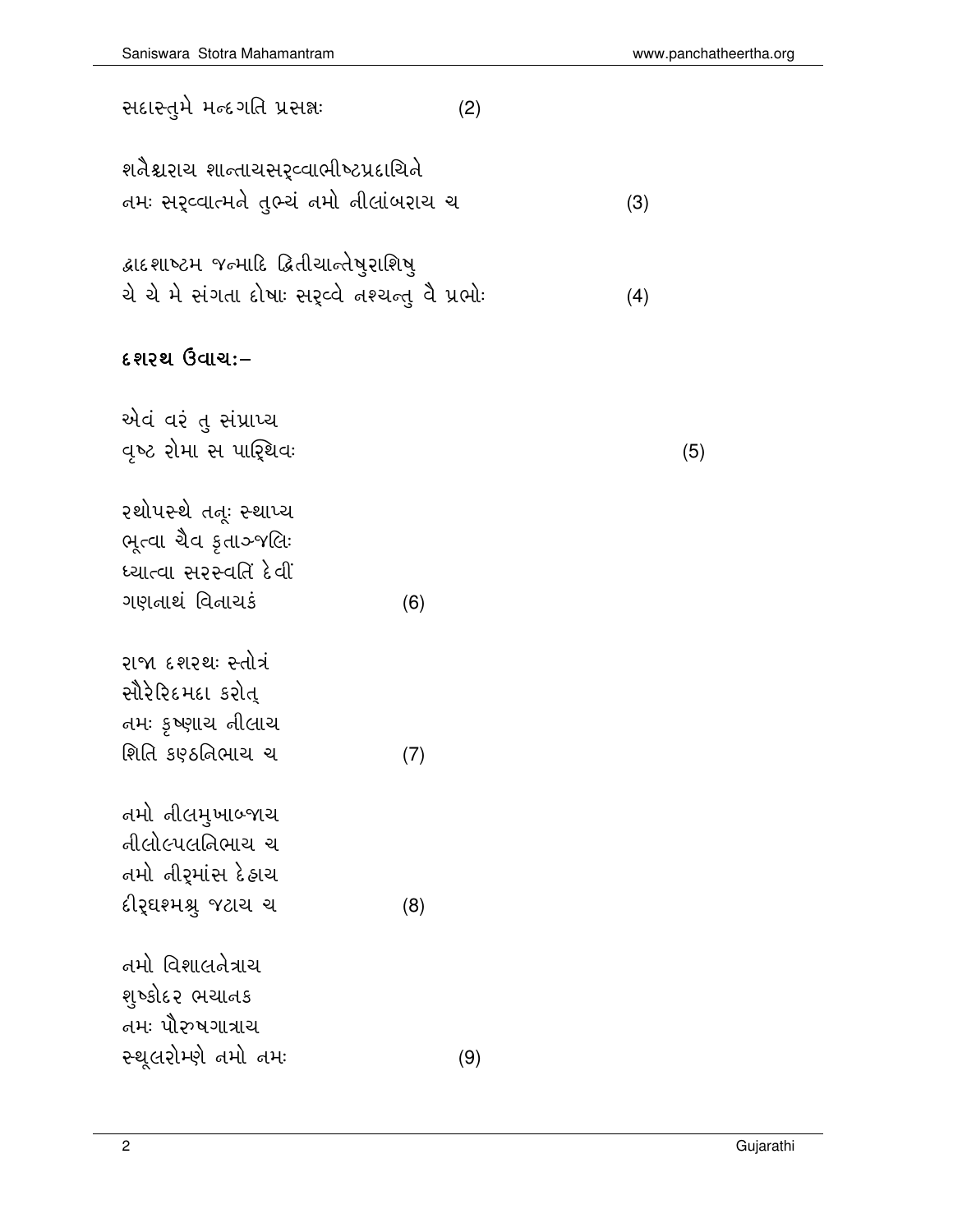સદાસ્તુમે મન્દગતિ પ્રસન્નઃ (2)

શનૈશ્ચરાય શાન્તાયસર્વ્વાભીષ્ટપ્રદાયિને
નમઃ સર્વ્વાત્મને તુભ્યં નમો નીલાંબરાય ચ (3)

દ્વાદશાષ્ટમ જન્માદિ દ્વિતીયાન્તેષુરાશિષુ
યે યે મે સંગતા દોષાઃ સર્વ્વે નશ્યન્તુ વૈ પ્રભોઃ (4)

**દશરથ ઉવાચઃ–**

એવં વરં તુ સંપ્રાપ્ય
વૃષ્ટ રોમા સ પાર્થિવઃ (5)

રથોપસ્થે તનૂઃ સ્થાપ્ય
ભૂત્વા ચૈવ કૃતાઞ્જલિઃ
ધ્યાત્વા સરસ્વતિં દેવીં
ગણનાથં વિનાયકં (6)

રાજા દશરથઃ સ્તોત્રં
સૌરેરિદમદા કરોત્
નમઃ કૃષ્ણાય નીલાય
શિતિ કણ્ઠનિભાય ચ (7)

નમો નીલમુખાબ્જાય
નીલોત્પલનિભાય ચ
નમો નીર્માંસ દેહાય
દીર્ઘશ્મશ્રુ જટાય ચ (8)

નમો વિશાલનેત્રાય
શુષ્કોદર ભયાનક
નમઃ પૌરુષગાત્રાય
સ્થૂલરોમ્ણે નમો નમઃ (9)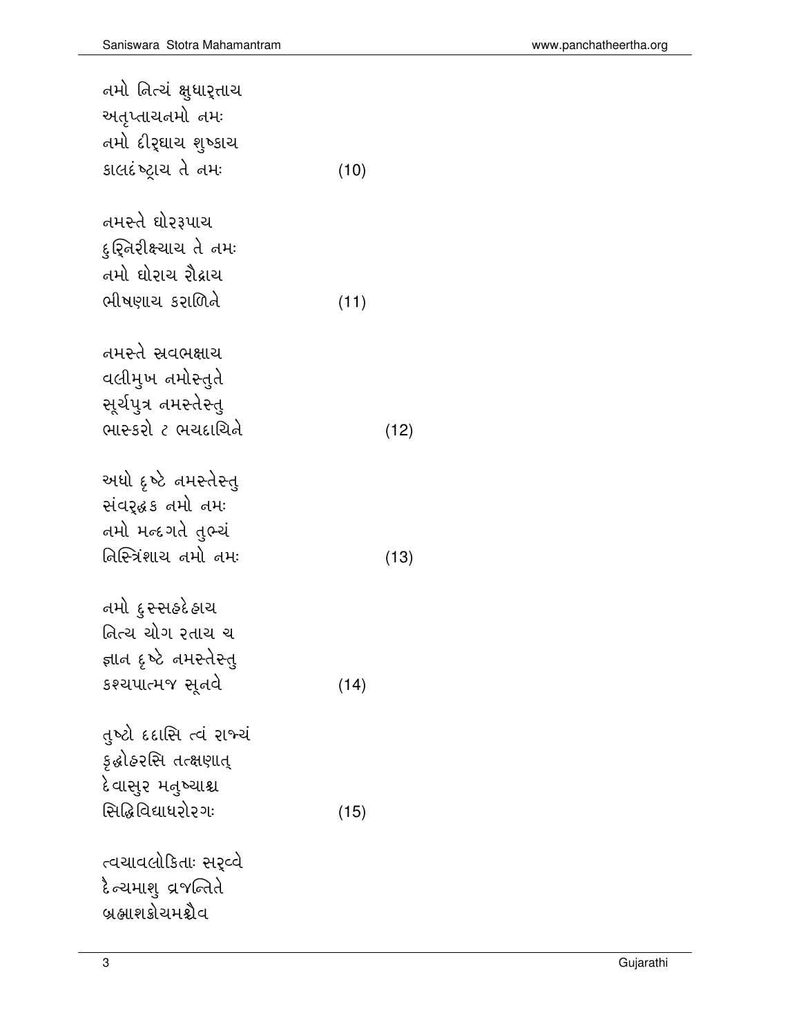નમો નિત્યં ક્ષુધાર્ત્તાય
અતૃપ્તાયનમો નમઃ
નમો દીર્ઘાય શુષ્કાય
કાલદંષ્ટ્રાય તે નમઃ (10)

નમસ્તે ઘોરરૂપાય
દુર્નિરીક્ષ્યાય તે નમઃ
નમો ઘોરાય રૌદ્રાય
ભીષણાય કરાળિને (11)

નમસ્તે સ્રવભક્ષાય
વલીમુખ નમોસ્તુતે
સૂર્યપુત્ર નમસ્તેસ્તુ
ભાસ્કરો ૮ ભયદાયિને (12)

અધો દૃષ્ટે નમસ્તેસ્તુ
સંવર્દ્ધક નમો નમઃ
નમો મન્દગતે તુભ્યં
નિસ્ત્રિંશાય નમો નમઃ (13)

નમો દુસ્સહદેહાય
નિત્ય યોગ રતાય ચ
જ્ઞાન દૃષ્ટે નમસ્તેસ્તુ
કશ્યપાત્મજ સૂનવે (14)

તુષ્ટો દદાસિ ત્વં રાજ્યં
કૃદ્ધોહરસિ તત્ક્ષણાત્
દેવાસુર મનુષ્યાશ્ચ
સિદ્ધિવિદ્યાધરોરગઃ (15)

ત્વયાવલોકિતાઃ સર્વ્વે
દૈન્યમાશુ વ્રજન્તિતે
બ્રહ્માશક્રોયમશ્ચૈવ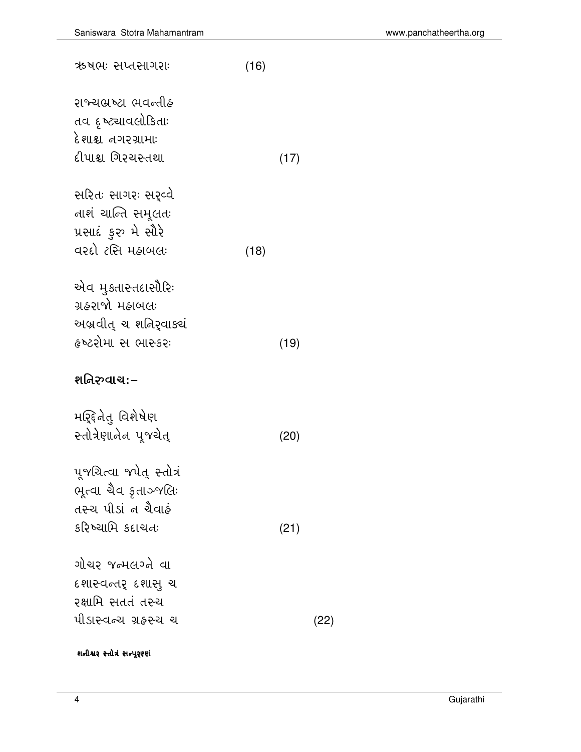ઋષભઃ સપ્તસાગરાઃ (16)

રાજ્યભ્રષ્ટા ભવન્તીહ
તવ દૃષ્ટ્યાવલોકિતાઃ
દેશાશ્ચ નગરગ્રામાઃ
દીપાશ્ચ ગિરયસ્તથા (17)

સરિતઃ સાગરઃ સર્વ્વે
નાશં યાન્તિ સમૂલતઃ
પ્રસાદં કુરુ મે સૌરે
વરદો ઽસિ મહાબલઃ (18)

એવ મુક્તાસ્તદાસૌરિઃ
ગ્રહરાજો મહાબલઃ
અબ્રવીત્ ચ શનિર્વાક્યં
હૃષ્ટરોમા સ ભાસ્કરઃ (19)

**શનિરુવાચઃ–**

મદ્દિનેતુ વિશેષેણ
સ્તોત્રેણાનેન પૂજયેત્ (20)

પૂજયિત્વા જપેત્ સ્તોત્રં
ભૂત્વા ચૈવ કૃતાઞ્જલિઃ
તસ્ય પીડાં ન ચૈવાહં
કરિષ્યામિ કદાચનઃ (21)

ગોચર જન્મલગ્ને વા
દશાસ્વન્તર્ દશાસુ ચ
રક્ષામિ સતતં તસ્ય
પીડાસ્વન્ય ગ્રહસ્ય ચ (22)

**શનીશ્વર સ્તોત્રં સમ્પૂર્ણં**